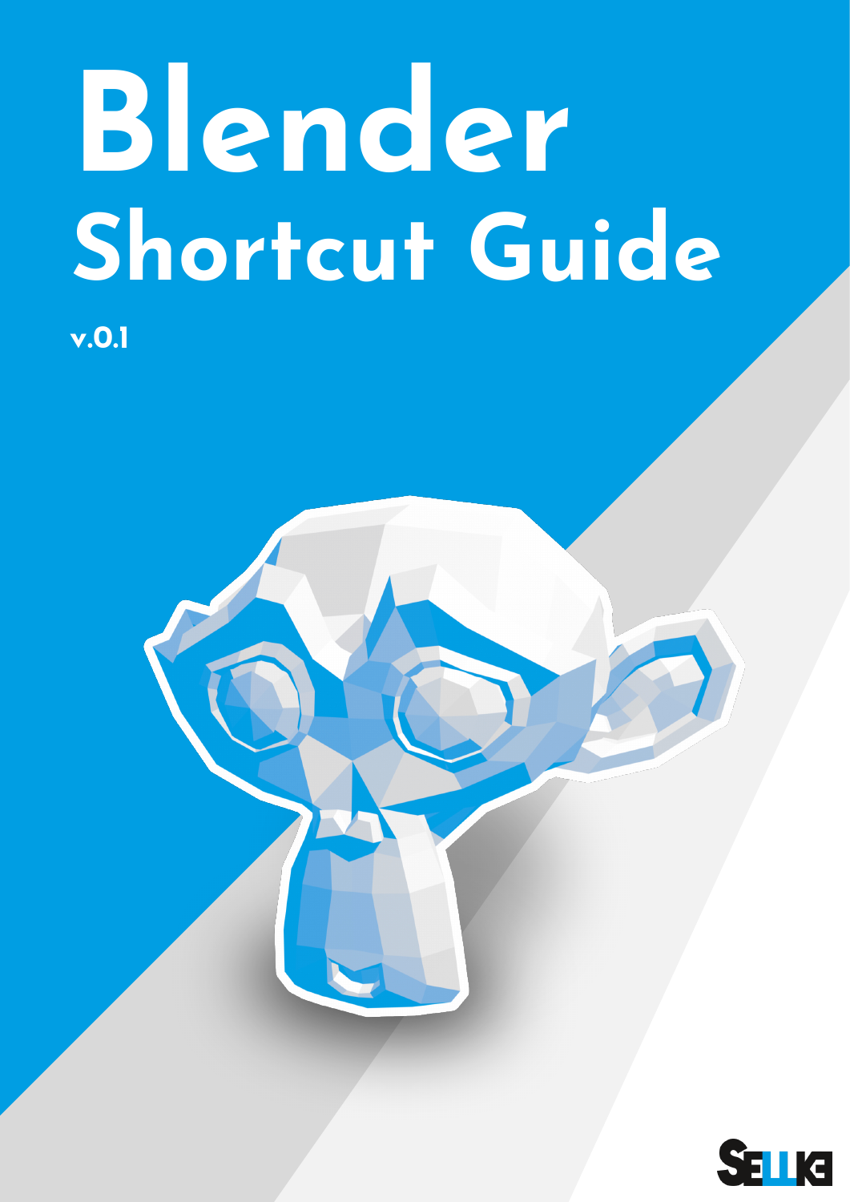# Blender

## Shortcut Guide

**v.0.1**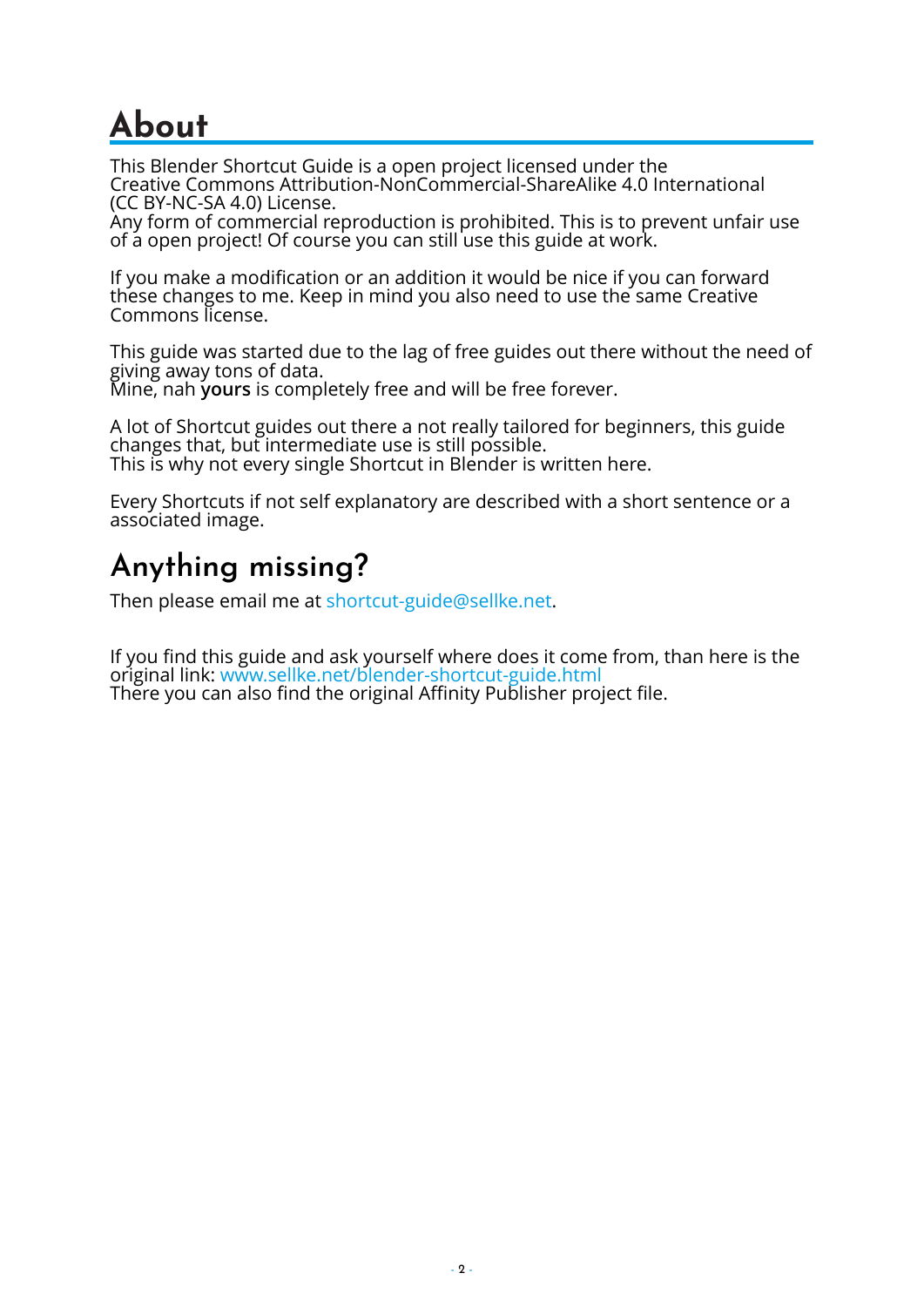# About

This Blender Shortcut Guide is a open project licensed under the Creative Commons Attribution-NonCommercial-ShareAlike 4.0 International (CC BY-NC-SA 4.0) License.
Any form of commercial reproduction is prohibited. This is to prevent unfair use of a open project! Of course you can still use this guide at work.

If you make a modification or an addition it would be nice if you can forward these changes to me. Keep in mind you also need to use the same Creative Commons license.

This guide was started due to the lag of free guides out there without the need of giving away tons of data.
Mine, nah **yours** is completely free and will be free forever.

A lot of Shortcut guides out there a not really tailored for beginners, this guide changes that, but intermediate use is still possible.
This is why not every single Shortcut in Blender is written here.

Every Shortcuts if not self explanatory are described with a short sentence or a associated image.

## Anything missing?

Then please email me at shortcut-guide@sellke.net.

If you find this guide and ask yourself where does it come from, than here is the original link: www.sellke.net/blender-shortcut-guide.html
There you can also find the original Affinity Publisher project file.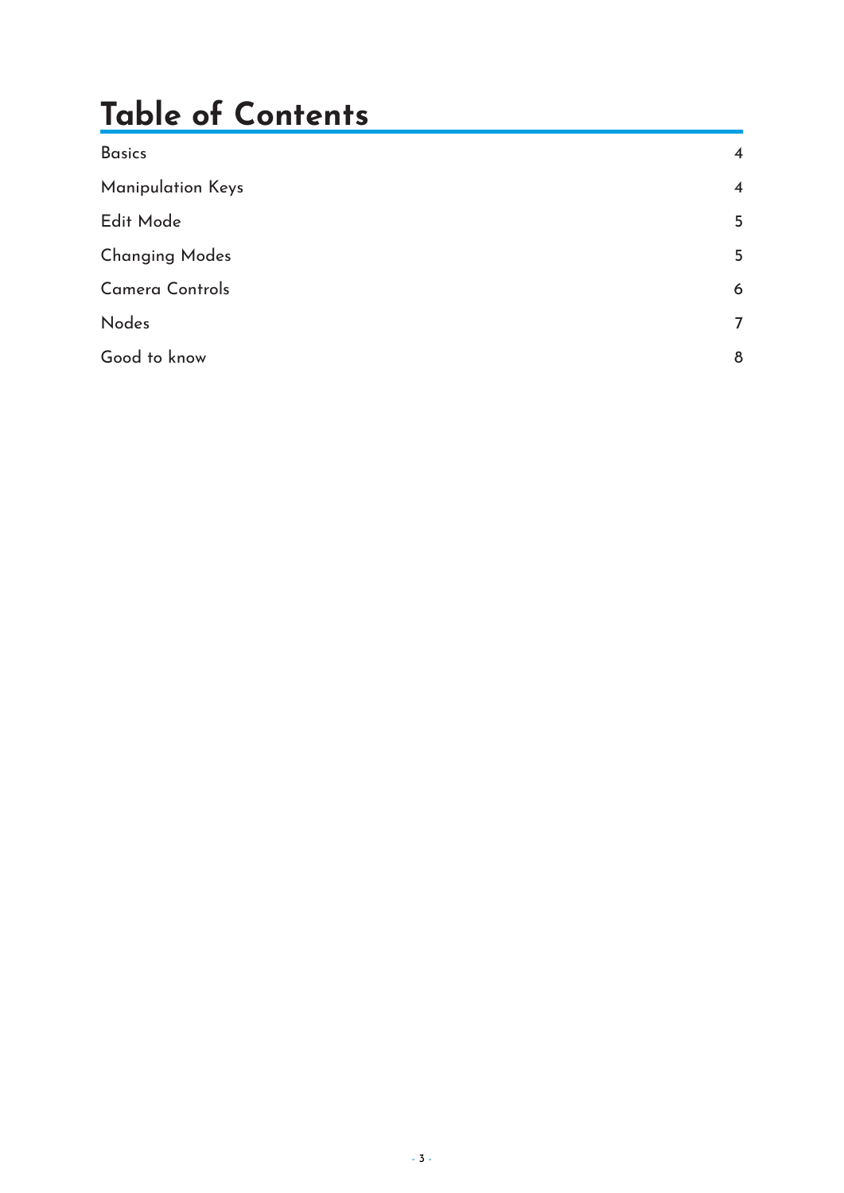# Table of Contents

| | |
|---|---|
| Basics | 4 |
| Manipulation Keys | 4 |
| Edit Mode | 5 |
| Changing Modes | 5 |
| Camera Controls | 6 |
| Nodes | 7 |
| Good to know | 8 |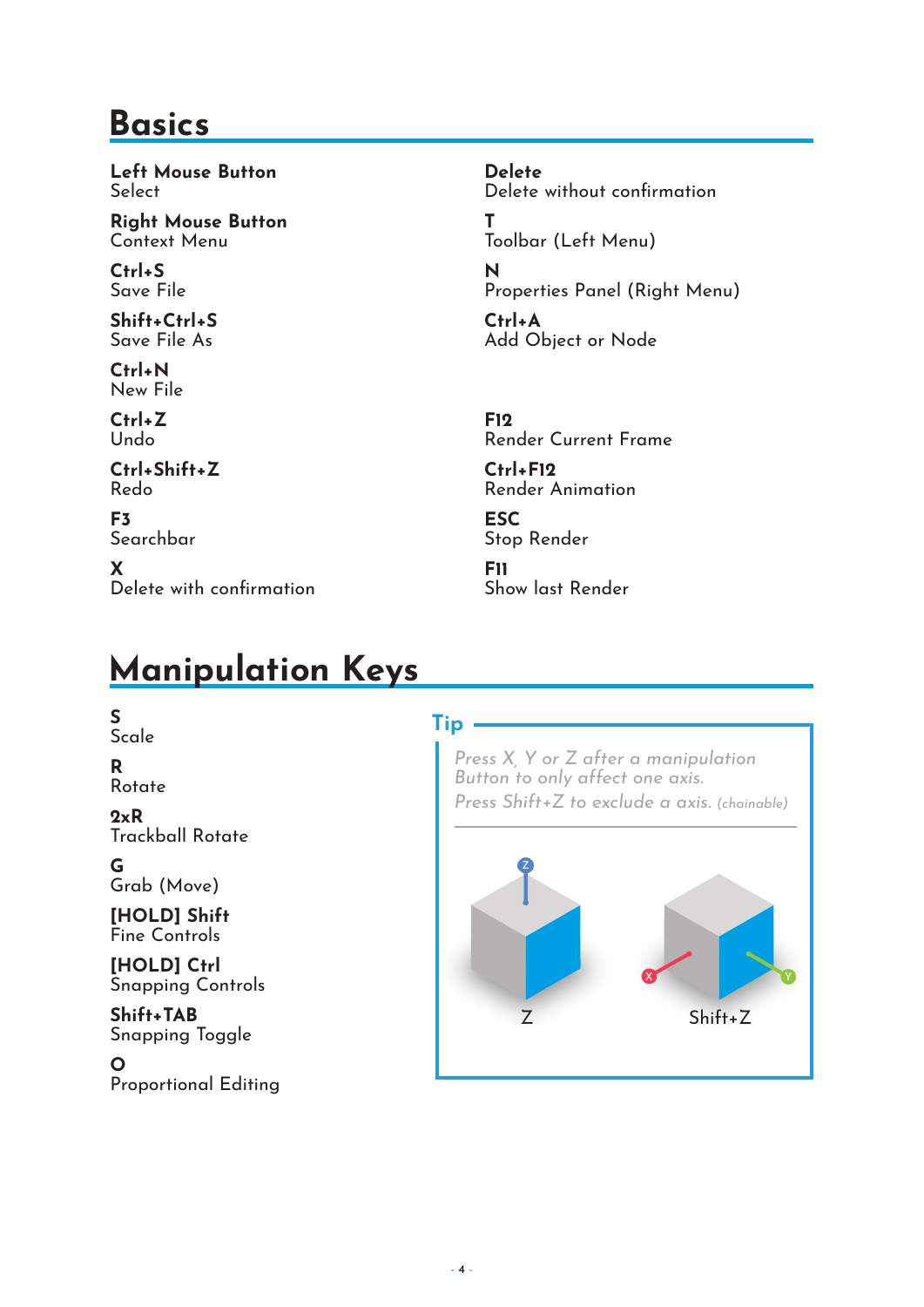# Basics

**Left Mouse Button**
Select

**Right Mouse Button**
Context Menu

**Ctrl+S**
Save File

**Shift+Ctrl+S**
Save File As

**Ctrl+N**
New File

**Ctrl+Z**
Undo

**Ctrl+Shift+Z**
Redo

**F3**
Searchbar

**X**
Delete with confirmation

**Delete**
Delete without confirmation

**T**
Toolbar (Left Menu)

**N**
Properties Panel (Right Menu)

**Ctrl+A**
Add Object or Node

**F12**
Render Current Frame

**Ctrl+F12**
Render Animation

**ESC**
Stop Render

**F11**
Show last Render

# Manipulation Keys

**S**
Scale

**R**
Rotate

**2xR**
Trackball Rotate

**G**
Grab (Move)

**[HOLD] Shift**
Fine Controls

**[HOLD] Ctrl**
Snapping Controls

**Shift+TAB**
Snapping Toggle

**O**
Proportional Editing

## Tip

*Press X, Y or Z after a manipulation Button to only affect one axis.*
*Press Shift+Z to exclude a axis.* *(chainable)*

Z

Shift+Z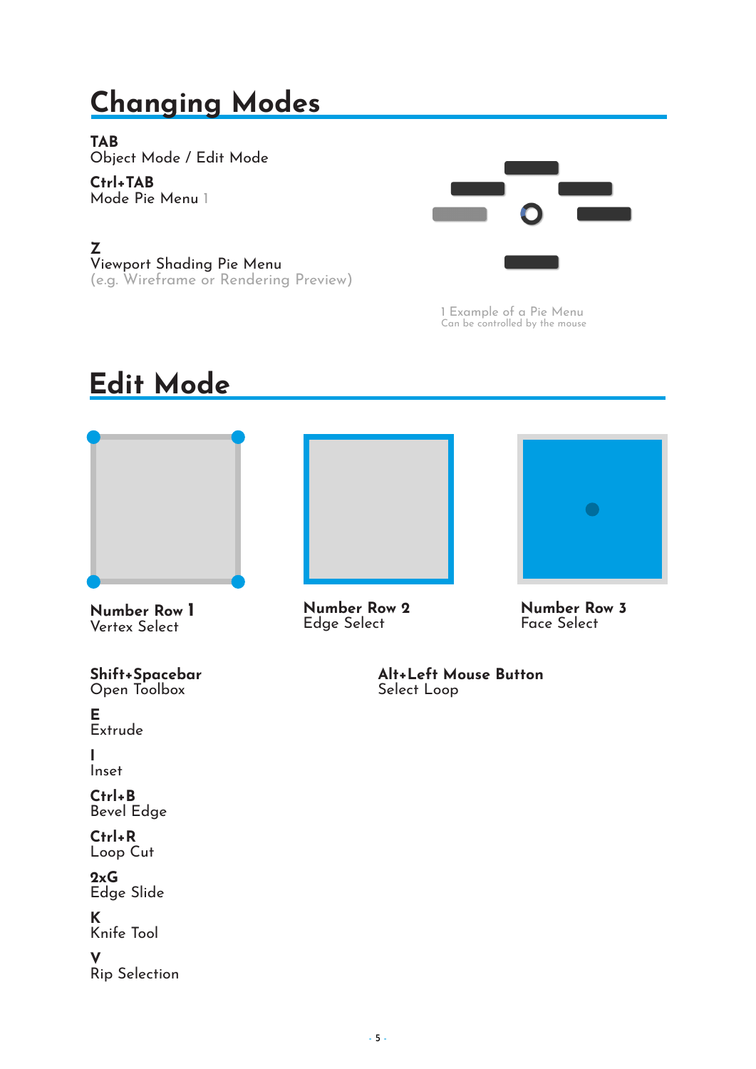# Changing Modes

**TAB**
Object Mode / Edit Mode

**Ctrl+TAB**
Mode Pie Menu 1

**Z**
Viewport Shading Pie Menu
(e.g. Wireframe or Rendering Preview)

1 Example of a Pie Menu
Can be controlled by the mouse

# Edit Mode

**Number Row 1**
Vertex Select

**Number Row 2**
Edge Select

**Number Row 3**
Face Select

**Shift+Spacebar**
Open Toolbox

**E**
Extrude

**I**
Inset

**Ctrl+B**
Bevel Edge

**Ctrl+R**
Loop Cut

**2xG**
Edge Slide

**K**
Knife Tool

**V**
Rip Selection

**Alt+Left Mouse Button**
Select Loop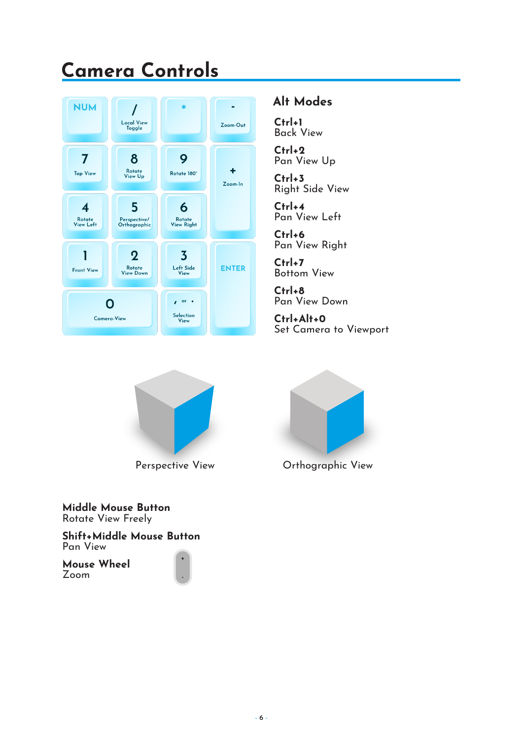# Camera Controls

| NUM | / Local View Toggle | * | - Zoom-Out |
|---|---|---|---|
| 7 Top View | 8 Rotate View Up | 9 Rotate 180° | + Zoom-In |
| 4 Rotate View Left | 5 Perspective/ Orthographic | 6 Rotate View Right | |
| 1 Front View | 2 Rotate View Down | 3 Left Side View | ENTER |
| 0 Camera-View | | , or . Selection View | |

## Alt Modes

**Ctrl+1**
Back View

**Ctrl+2**
Pan View Up

**Ctrl+3**
Right Side View

**Ctrl+4**
Pan View Left

**Ctrl+6**
Pan View Right

**Ctrl+7**
Bottom View

**Ctrl+8**
Pan View Down

**Ctrl+Alt+0**
Set Camera to Viewport

Perspective View

Orthographic View

**Middle Mouse Button**
Rotate View Freely

**Shift+Middle Mouse Button**
Pan View

**Mouse Wheel**
Zoom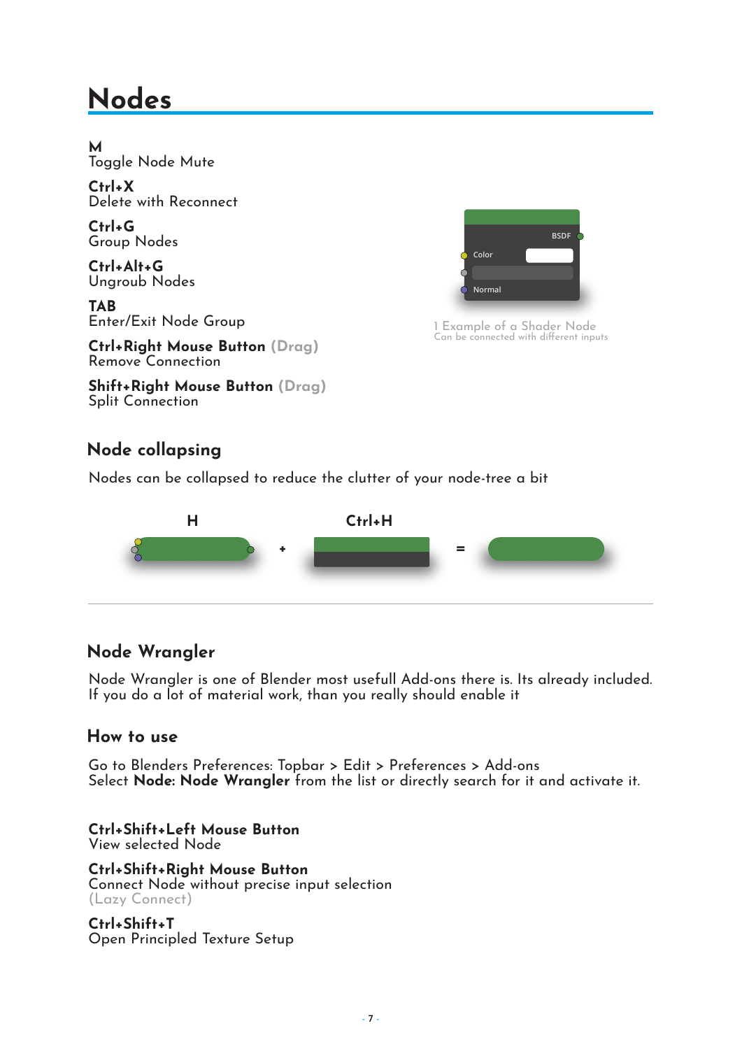# Nodes

**M**
Toggle Node Mute

**Ctrl+X**
Delete with Reconnect

**Ctrl+G**
Group Nodes

**Ctrl+Alt+G**
Ungroub Nodes

**TAB**
Enter/Exit Node Group

**Ctrl+Right Mouse Button** (Drag)
Remove Connection

**Shift+Right Mouse Button** (Drag)
Split Connection

1 Example of a Shader Node
Can be connected with different inputs

## Node collapsing

Nodes can be collapsed to reduce the clutter of your node-tree a bit

**H** + **Ctrl+H** =

---

## Node Wrangler

Node Wrangler is one of Blender most usefull Add-ons there is. Its already included. If you do a lot of material work, than you really should enable it

## How to use

Go to Blenders Preferences: Topbar > Edit > Preferences > Add-ons
Select **Node: Node Wrangler** from the list or directly search for it and activate it.

**Ctrl+Shift+Left Mouse Button**
View selected Node

**Ctrl+Shift+Right Mouse Button**
Connect Node without precise input selection
(Lazy Connect)

**Ctrl+Shift+T**
Open Principled Texture Setup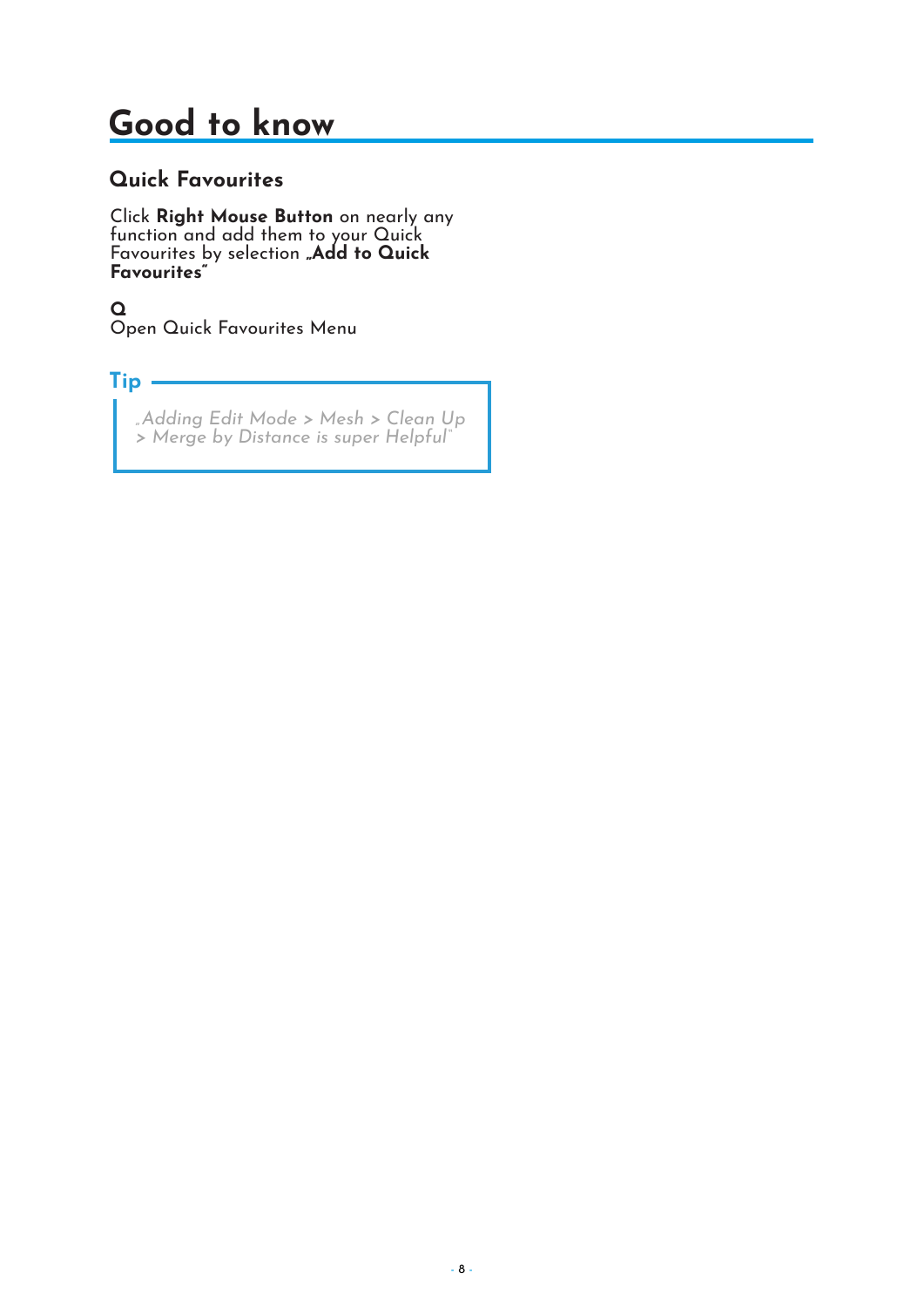# Good to know

## Quick Favourites

Click **Right Mouse Button** on nearly any function and add them to your Quick Favourites by selection **„Add to Quick Favourites"**

**Q**
Open Quick Favourites Menu

**Tip**

*„Adding Edit Mode > Mesh > Clean Up > Merge by Distance is super Helpful"*